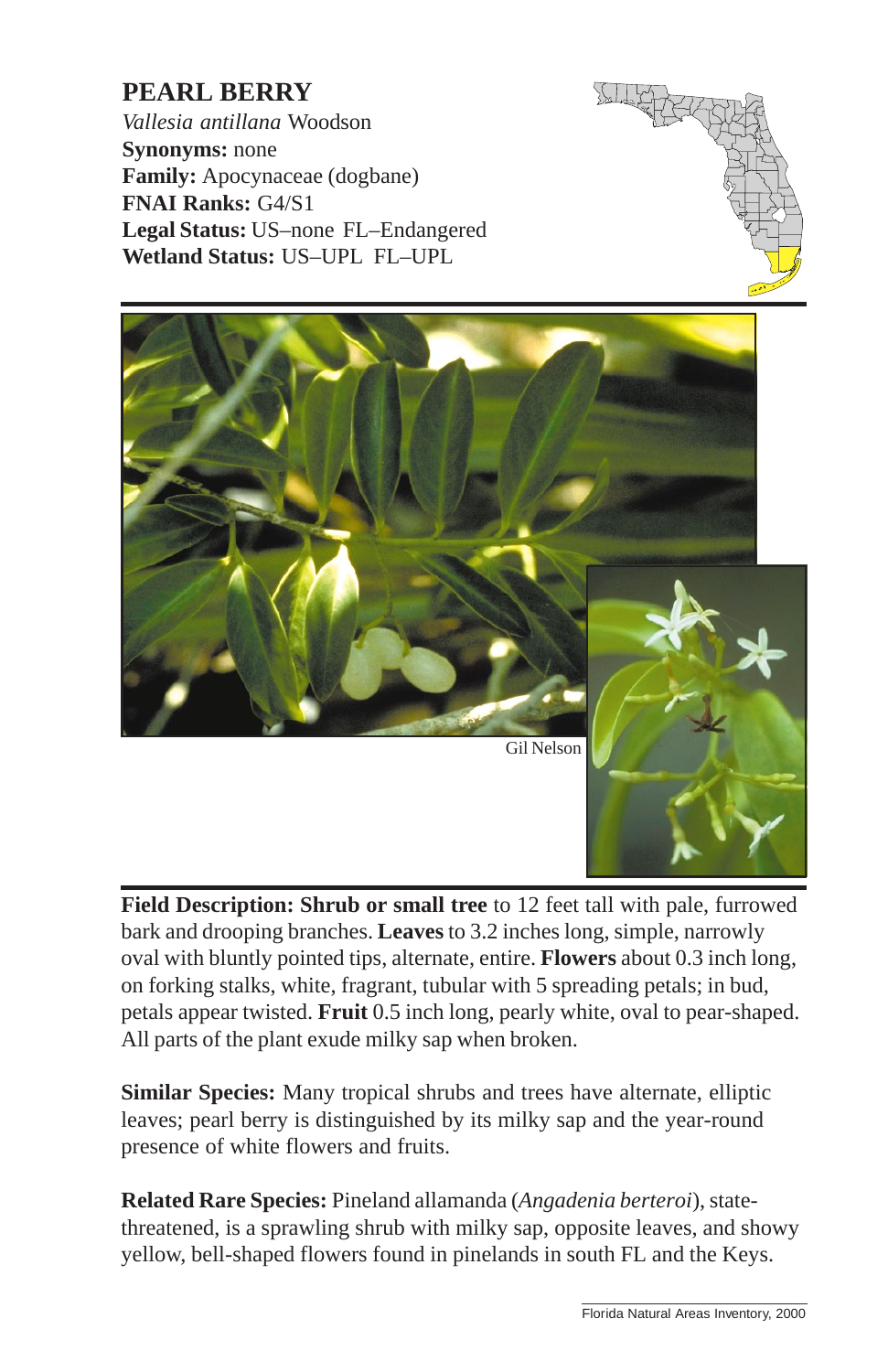# PEARL BERRY

*Vallesia antillana* Woodson
**Synonyms:** none
**Family:** Apocynaceae (dogbane)
**FNAI Ranks:** G4/S1
**Legal Status:** US–none FL–Endangered
**Wetland Status:** US–UPL FL–UPL

Gil Nelson

**Field Description: Shrub or small tree** to 12 feet tall with pale, furrowed bark and drooping branches. **Leaves** to 3.2 inches long, simple, narrowly oval with bluntly pointed tips, alternate, entire. **Flowers** about 0.3 inch long, on forking stalks, white, fragrant, tubular with 5 spreading petals; in bud, petals appear twisted. **Fruit** 0.5 inch long, pearly white, oval to pear-shaped. All parts of the plant exude milky sap when broken.

**Similar Species:** Many tropical shrubs and trees have alternate, elliptic leaves; pearl berry is distinguished by its milky sap and the year-round presence of white flowers and fruits.

**Related Rare Species:** Pineland allamanda (*Angadenia berteroi*), state-threatened, is a sprawling shrub with milky sap, opposite leaves, and showy yellow, bell-shaped flowers found in pinelands in south FL and the Keys.

Florida Natural Areas Inventory, 2000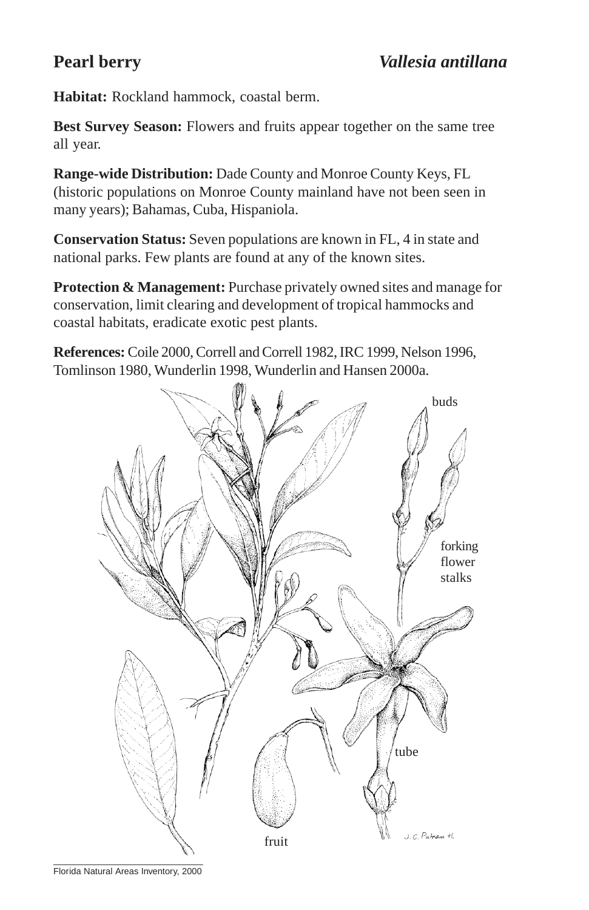# Pearl berry *Vallesia antillana*

**Habitat:** Rockland hammock, coastal berm.

**Best Survey Season:** Flowers and fruits appear together on the same tree all year.

**Range-wide Distribution:** Dade County and Monroe County Keys, FL (historic populations on Monroe County mainland have not been seen in many years); Bahamas, Cuba, Hispaniola.

**Conservation Status:** Seven populations are known in FL, 4 in state and national parks. Few plants are found at any of the known sites.

**Protection & Management:** Purchase privately owned sites and manage for conservation, limit clearing and development of tropical hammocks and coastal habitats, eradicate exotic pest plants.

**References:** Coile 2000, Correll and Correll 1982, IRC 1999, Nelson 1996, Tomlinson 1980, Wunderlin 1998, Wunderlin and Hansen 2000a.

buds

forking flower stalks

tube

fruit

J. C. Putnam H.

Florida Natural Areas Inventory, 2000